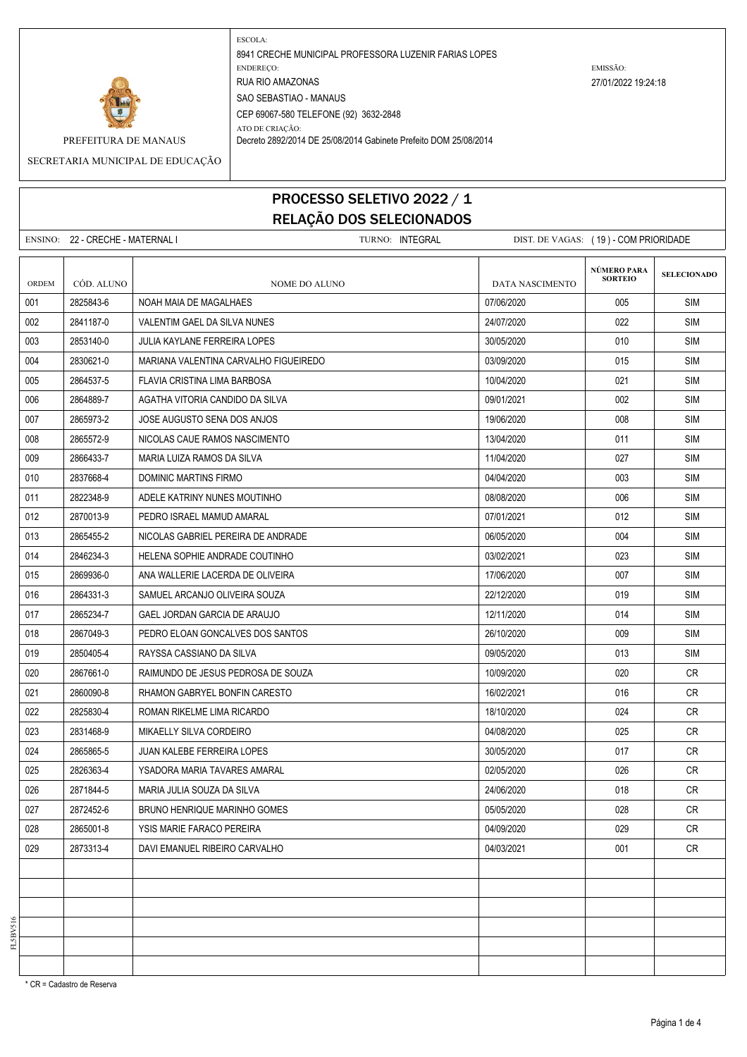PREFEITURA DE MANAUS

SECRETARIA MUNICIPAL DE EDUCAÇÃO

ESCOLA:
8941 CRECHE MUNICIPAL PROFESSORA LUZENIR FARIAS LOPES

ENDEREÇO:
RUA RIO AMAZONAS
SAO SEBASTIAO - MANAUS
CEP 69067-580 TELEFONE (92) 3632-2848

ATO DE CRIAÇÃO:
Decreto 2892/2014 DE 25/08/2014 Gabinete Prefeito DOM 25/08/2014

EMISSÃO:
27/01/2022 19:24:18

# PROCESSO SELETIVO 2022 / 1
## RELAÇÃO DOS SELECIONADOS

ENSINO: 22 - CRECHE - MATERNAL I TURNO: INTEGRAL DIST. DE VAGAS: ( 19 ) - COM PRIORIDADE

| ORDEM | CÓD. ALUNO | NOME DO ALUNO | DATA NASCIMENTO | NÚMERO PARA SORTEIO | SELECIONADO |
|---|---|---|---|---|---|
| 001 | 2825843-6 | NOAH MAIA DE MAGALHAES | 07/06/2020 | 005 | SIM |
| 002 | 2841187-0 | VALENTIM GAEL DA SILVA NUNES | 24/07/2020 | 022 | SIM |
| 003 | 2853140-0 | JULIA KAYLANE FERREIRA LOPES | 30/05/2020 | 010 | SIM |
| 004 | 2830621-0 | MARIANA VALENTINA CARVALHO FIGUEIREDO | 03/09/2020 | 015 | SIM |
| 005 | 2864537-5 | FLAVIA CRISTINA LIMA BARBOSA | 10/04/2020 | 021 | SIM |
| 006 | 2864889-7 | AGATHA VITORIA CANDIDO DA SILVA | 09/01/2021 | 002 | SIM |
| 007 | 2865973-2 | JOSE AUGUSTO SENA DOS ANJOS | 19/06/2020 | 008 | SIM |
| 008 | 2865572-9 | NICOLAS CAUE RAMOS NASCIMENTO | 13/04/2020 | 011 | SIM |
| 009 | 2866433-7 | MARIA LUIZA RAMOS DA SILVA | 11/04/2020 | 027 | SIM |
| 010 | 2837668-4 | DOMINIC MARTINS FIRMO | 04/04/2020 | 003 | SIM |
| 011 | 2822348-9 | ADELE KATRINY NUNES MOUTINHO | 08/08/2020 | 006 | SIM |
| 012 | 2870013-9 | PEDRO ISRAEL MAMUD AMARAL | 07/01/2021 | 012 | SIM |
| 013 | 2865455-2 | NICOLAS GABRIEL PEREIRA DE ANDRADE | 06/05/2020 | 004 | SIM |
| 014 | 2846234-3 | HELENA SOPHIE ANDRADE COUTINHO | 03/02/2021 | 023 | SIM |
| 015 | 2869936-0 | ANA WALLERIE LACERDA DE OLIVEIRA | 17/06/2020 | 007 | SIM |
| 016 | 2864331-3 | SAMUEL ARCANJO OLIVEIRA SOUZA | 22/12/2020 | 019 | SIM |
| 017 | 2865234-7 | GAEL JORDAN GARCIA DE ARAUJO | 12/11/2020 | 014 | SIM |
| 018 | 2867049-3 | PEDRO ELOAN GONCALVES DOS SANTOS | 26/10/2020 | 009 | SIM |
| 019 | 2850405-4 | RAYSSA CASSIANO DA SILVA | 09/05/2020 | 013 | SIM |
| 020 | 2867661-0 | RAIMUNDO DE JESUS PEDROSA DE SOUZA | 10/09/2020 | 020 | CR |
| 021 | 2860090-8 | RHAMON GABRYEL BONFIN CARESTO | 16/02/2021 | 016 | CR |
| 022 | 2825830-4 | ROMAN RIKELME LIMA RICARDO | 18/10/2020 | 024 | CR |
| 023 | 2831468-9 | MIKAELLY SILVA CORDEIRO | 04/08/2020 | 025 | CR |
| 024 | 2865865-5 | JUAN KALEBE FERREIRA LOPES | 30/05/2020 | 017 | CR |
| 025 | 2826363-4 | YSADORA MARIA TAVARES AMARAL | 02/05/2020 | 026 | CR |
| 026 | 2871844-5 | MARIA JULIA SOUZA DA SILVA | 24/06/2020 | 018 | CR |
| 027 | 2872452-6 | BRUNO HENRIQUE MARINHO GOMES | 05/05/2020 | 028 | CR |
| 028 | 2865001-8 | YSIS MARIE FARACO PEREIRA | 04/09/2020 | 029 | CR |
| 029 | 2873313-4 | DAVI EMANUEL RIBEIRO CARVALHO | 04/03/2021 | 001 | CR |
| | | | | | |
| | | | | | |
| | | | | | |
| | | | | | |
| | | | | | |
| | | | | | |

FL5BV516

* CR = Cadastro de Reserva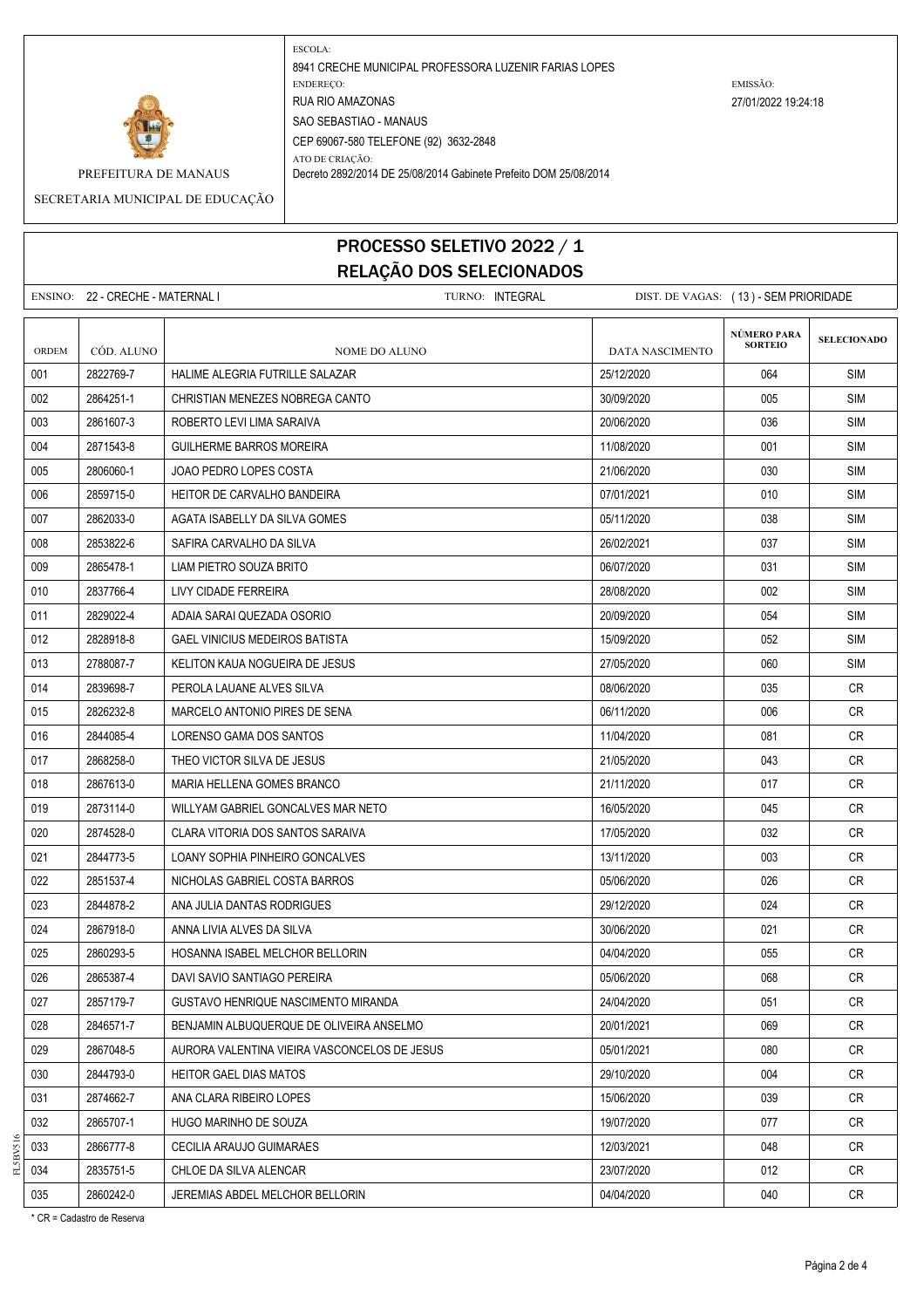PREFEITURA DE MANAUS

SECRETARIA MUNICIPAL DE EDUCAÇÃO

ESCOLA:
8941 CRECHE MUNICIPAL PROFESSORA LUZENIR FARIAS LOPES

ENDEREÇO:
RUA RIO AMAZONAS
SAO SEBASTIAO - MANAUS
CEP 69067-580 TELEFONE (92) 3632-2848

ATO DE CRIAÇÃO:
Decreto 2892/2014 DE 25/08/2014 Gabinete Prefeito DOM 25/08/2014

EMISSÃO:
27/01/2022 19:24:18

# PROCESSO SELETIVO 2022 / 1
## RELAÇÃO DOS SELECIONADOS

ENSINO: 22 - CRECHE - MATERNAL I    TURNO: INTEGRAL    DIST. DE VAGAS: ( 13 ) - SEM PRIORIDADE

| ORDEM | CÓD. ALUNO | NOME DO ALUNO | DATA NASCIMENTO | NÚMERO PARA SORTEIO | SELECIONADO |
|---|---|---|---|---|---|
| 001 | 2822769-7 | HALIME ALEGRIA FUTRILLE SALAZAR | 25/12/2020 | 064 | SIM |
| 002 | 2864251-1 | CHRISTIAN MENEZES NOBREGA CANTO | 30/09/2020 | 005 | SIM |
| 003 | 2861607-3 | ROBERTO LEVI LIMA SARAIVA | 20/06/2020 | 036 | SIM |
| 004 | 2871543-8 | GUILHERME BARROS MOREIRA | 11/08/2020 | 001 | SIM |
| 005 | 2806060-1 | JOAO PEDRO LOPES COSTA | 21/06/2020 | 030 | SIM |
| 006 | 2859715-0 | HEITOR DE CARVALHO BANDEIRA | 07/01/2021 | 010 | SIM |
| 007 | 2862033-0 | AGATA ISABELLY DA SILVA GOMES | 05/11/2020 | 038 | SIM |
| 008 | 2853822-6 | SAFIRA CARVALHO DA SILVA | 26/02/2021 | 037 | SIM |
| 009 | 2865478-1 | LIAM PIETRO SOUZA BRITO | 06/07/2020 | 031 | SIM |
| 010 | 2837766-4 | LIVY CIDADE FERREIRA | 28/08/2020 | 002 | SIM |
| 011 | 2829022-4 | ADAIA SARAI QUEZADA OSORIO | 20/09/2020 | 054 | SIM |
| 012 | 2828918-8 | GAEL VINICIUS MEDEIROS BATISTA | 15/09/2020 | 052 | SIM |
| 013 | 2788087-7 | KELITON KAUA NOGUEIRA DE JESUS | 27/05/2020 | 060 | SIM |
| 014 | 2839698-7 | PEROLA LAUANE ALVES SILVA | 08/06/2020 | 035 | CR |
| 015 | 2826232-8 | MARCELO ANTONIO PIRES DE SENA | 06/11/2020 | 006 | CR |
| 016 | 2844085-4 | LORENSO GAMA DOS SANTOS | 11/04/2020 | 081 | CR |
| 017 | 2868258-0 | THEO VICTOR SILVA DE JESUS | 21/05/2020 | 043 | CR |
| 018 | 2867613-0 | MARIA HELLENA GOMES BRANCO | 21/11/2020 | 017 | CR |
| 019 | 2873114-0 | WILLYAM GABRIEL GONCALVES MAR NETO | 16/05/2020 | 045 | CR |
| 020 | 2874528-0 | CLARA VITORIA DOS SANTOS SARAIVA | 17/05/2020 | 032 | CR |
| 021 | 2844773-5 | LOANY SOPHIA PINHEIRO GONCALVES | 13/11/2020 | 003 | CR |
| 022 | 2851537-4 | NICHOLAS GABRIEL COSTA BARROS | 05/06/2020 | 026 | CR |
| 023 | 2844878-2 | ANA JULIA DANTAS RODRIGUES | 29/12/2020 | 024 | CR |
| 024 | 2867918-0 | ANNA LIVIA ALVES DA SILVA | 30/06/2020 | 021 | CR |
| 025 | 2860293-5 | HOSANNA ISABEL MELCHOR BELLORIN | 04/04/2020 | 055 | CR |
| 026 | 2865387-4 | DAVI SAVIO SANTIAGO PEREIRA | 05/06/2020 | 068 | CR |
| 027 | 2857179-7 | GUSTAVO HENRIQUE NASCIMENTO MIRANDA | 24/04/2020 | 051 | CR |
| 028 | 2846571-7 | BENJAMIN ALBUQUERQUE DE OLIVEIRA ANSELMO | 20/01/2021 | 069 | CR |
| 029 | 2867048-5 | AURORA VALENTINA VIEIRA VASCONCELOS DE JESUS | 05/01/2021 | 080 | CR |
| 030 | 2844793-0 | HEITOR GAEL DIAS MATOS | 29/10/2020 | 004 | CR |
| 031 | 2874662-7 | ANA CLARA RIBEIRO LOPES | 15/06/2020 | 039 | CR |
| 032 | 2865707-1 | HUGO MARINHO DE SOUZA | 19/07/2020 | 077 | CR |
| 033 | 2866777-8 | CECILIA ARAUJO GUIMARAES | 12/03/2021 | 048 | CR |
| 034 | 2835751-5 | CHLOE DA SILVA ALENCAR | 23/07/2020 | 012 | CR |
| 035 | 2860242-0 | JEREMIAS ABDEL MELCHOR BELLORIN | 04/04/2020 | 040 | CR |

\* CR = Cadastro de Reserva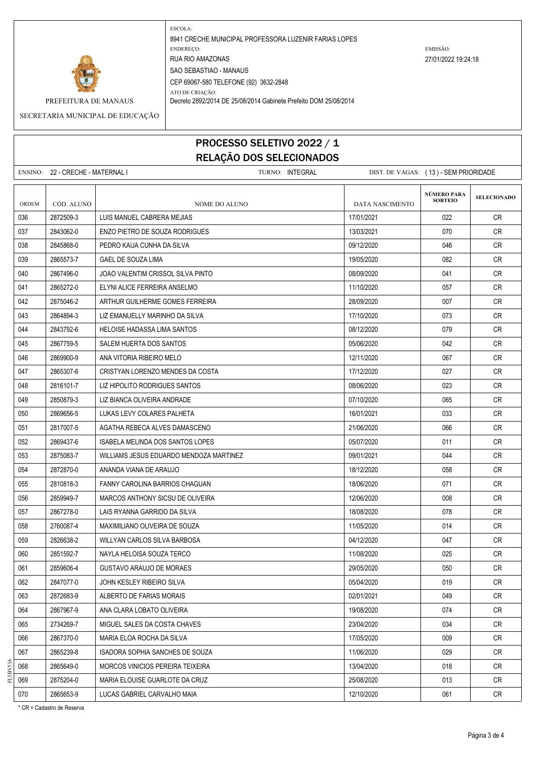ESCOLA:
8941 CRECHE MUNICIPAL PROFESSORA LUZENIR FARIAS LOPES
ENDEREÇO:
RUA RIO AMAZONAS
SAO SEBASTIAO - MANAUS
CEP 69067-580 TELEFONE (92) 3632-2848
ATO DE CRIAÇÃO:
Decreto 2892/2014 DE 25/08/2014 Gabinete Prefeito DOM 25/08/2014

EMISSÃO:
27/01/2022 19:24:18

PREFEITURA DE MANAUS

SECRETARIA MUNICIPAL DE EDUCAÇÃO

# PROCESSO SELETIVO 2022 / 1
## RELAÇÃO DOS SELECIONADOS

ENSINO: 22 - CRECHE - MATERNAL I    TURNO: INTEGRAL    DIST. DE VAGAS: ( 13 ) - SEM PRIORIDADE

| ORDEM | CÓD. ALUNO | NOME DO ALUNO | DATA NASCIMENTO | NÚMERO PARA SORTEIO | SELECIONADO |
|---|---|---|---|---|---|
| 036 | 2872509-3 | LUIS MANUEL CABRERA MEJIAS | 17/01/2021 | 022 | CR |
| 037 | 2843062-0 | ENZO PIETRO DE SOUZA RODRIGUES | 13/03/2021 | 070 | CR |
| 038 | 2845868-0 | PEDRO KAUA CUNHA DA SILVA | 09/12/2020 | 046 | CR |
| 039 | 2865573-7 | GAEL DE SOUZA LIMA | 19/05/2020 | 082 | CR |
| 040 | 2867496-0 | JOAO VALENTIM CRISSOL SILVA PINTO | 08/09/2020 | 041 | CR |
| 041 | 2865272-0 | ELYNI ALICE FERREIRA ANSELMO | 11/10/2020 | 057 | CR |
| 042 | 2875046-2 | ARTHUR GUILHERME GOMES FERREIRA | 28/09/2020 | 007 | CR |
| 043 | 2864894-3 | LIZ EMANUELLY MARINHO DA SILVA | 17/10/2020 | 073 | CR |
| 044 | 2843792-6 | HELOISE HADASSA LIMA SANTOS | 08/12/2020 | 079 | CR |
| 045 | 2867759-5 | SALEM HUERTA DOS SANTOS | 05/06/2020 | 042 | CR |
| 046 | 2869900-9 | ANA VITORIA RIBEIRO MELO | 12/11/2020 | 067 | CR |
| 047 | 2865307-6 | CRISTYAN LORENZO MENDES DA COSTA | 17/12/2020 | 027 | CR |
| 048 | 2816101-7 | LIZ HIPOLITO RODRIGUES SANTOS | 08/06/2020 | 023 | CR |
| 049 | 2850879-3 | LIZ BIANCA OLIVEIRA ANDRADE | 07/10/2020 | 065 | CR |
| 050 | 2869656-5 | LUKAS LEVY COLARES PALHETA | 16/01/2021 | 033 | CR |
| 051 | 2817007-5 | AGATHA REBECA ALVES DAMASCENO | 21/06/2020 | 066 | CR |
| 052 | 2869437-6 | ISABELA MELINDA DOS SANTOS LOPES | 05/07/2020 | 011 | CR |
| 053 | 2875083-7 | WILLIAMS JESUS EDUARDO MENDOZA MARTINEZ | 09/01/2021 | 044 | CR |
| 054 | 2872870-0 | ANANDA VIANA DE ARAUJO | 18/12/2020 | 058 | CR |
| 055 | 2810818-3 | FANNY CAROLINA BARRIOS CHAGUAN | 18/06/2020 | 071 | CR |
| 056 | 2859949-7 | MARCOS ANTHONY SICSU DE OLIVEIRA | 12/06/2020 | 008 | CR |
| 057 | 2867278-0 | LAIS RYANNA GARRIDO DA SILVA | 18/08/2020 | 078 | CR |
| 058 | 2760087-4 | MAXIMILIANO OLIVEIRA DE SOUZA | 11/05/2020 | 014 | CR |
| 059 | 2826638-2 | WILLYAN CARLOS SILVA BARBOSA | 04/12/2020 | 047 | CR |
| 060 | 2851592-7 | NAYLA HELOISA SOUZA TERCO | 11/08/2020 | 025 | CR |
| 061 | 2859606-4 | GUSTAVO ARAUJO DE MORAES | 29/05/2020 | 050 | CR |
| 062 | 2847077-0 | JOHN KESLEY RIBEIRO SILVA | 05/04/2020 | 019 | CR |
| 063 | 2872683-9 | ALBERTO DE FARIAS MORAIS | 02/01/2021 | 049 | CR |
| 064 | 2867967-9 | ANA CLARA LOBATO OLIVEIRA | 19/08/2020 | 074 | CR |
| 065 | 2734269-7 | MIGUEL SALES DA COSTA CHAVES | 23/04/2020 | 034 | CR |
| 066 | 2867370-0 | MARIA ELOA ROCHA DA SILVA | 17/05/2020 | 009 | CR |
| 067 | 2865239-8 | ISADORA SOPHIA SANCHES DE SOUZA | 11/06/2020 | 029 | CR |
| 068 | 2865649-0 | MORCOS VINICIOS PEREIRA TEIXEIRA | 13/04/2020 | 018 | CR |
| 069 | 2875204-0 | MARIA ELOUISE GUARLOTE DA CRUZ | 25/08/2020 | 013 | CR |
| 070 | 2865653-9 | LUCAS GABRIEL CARVALHO MAIA | 12/10/2020 | 061 | CR |

\* CR = Cadastro de Reserva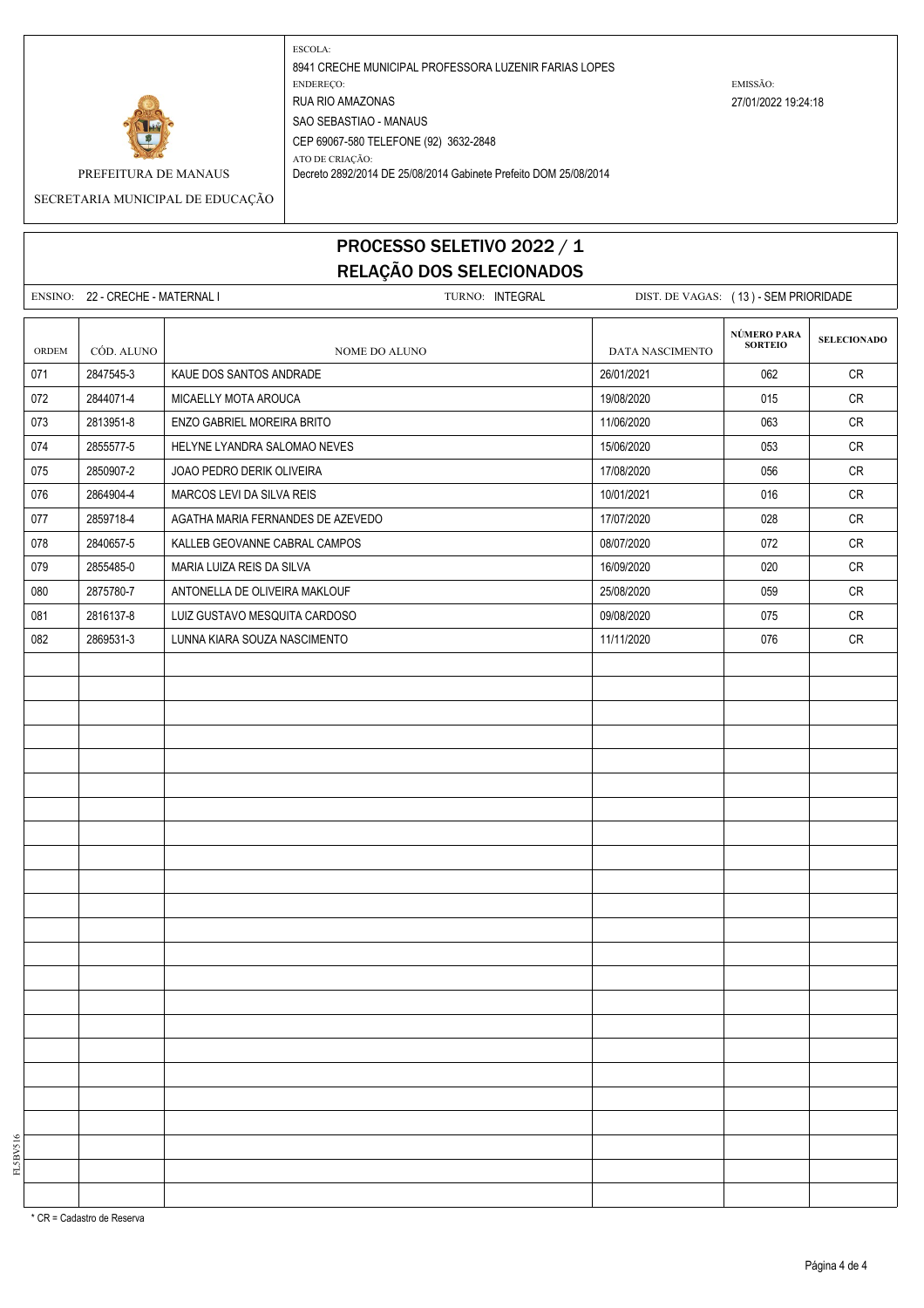PREFEITURA DE MANAUS

SECRETARIA MUNICIPAL DE EDUCAÇÃO

ESCOLA:
8941 CRECHE MUNICIPAL PROFESSORA LUZENIR FARIAS LOPES

ENDEREÇO:
RUA RIO AMAZONAS
SAO SEBASTIAO - MANAUS
CEP 69067-580 TELEFONE (92) 3632-2848

ATO DE CRIAÇÃO:
Decreto 2892/2014 DE 25/08/2014 Gabinete Prefeito DOM 25/08/2014

EMISSÃO:
27/01/2022 19:24:18

# PROCESSO SELETIVO 2022 / 1
## RELAÇÃO DOS SELECIONADOS

ENSINO: 22 - CRECHE - MATERNAL I  TURNO: INTEGRAL  DIST. DE VAGAS: ( 13 ) - SEM PRIORIDADE

| ORDEM | CÓD. ALUNO | NOME DO ALUNO | DATA NASCIMENTO | NÚMERO PARA SORTEIO | SELECIONADO |
|---|---|---|---|---|---|
| 071 | 2847545-3 | KAUE DOS SANTOS ANDRADE | 26/01/2021 | 062 | CR |
| 072 | 2844071-4 | MICAELLY MOTA AROUCA | 19/08/2020 | 015 | CR |
| 073 | 2813951-8 | ENZO GABRIEL MOREIRA BRITO | 11/06/2020 | 063 | CR |
| 074 | 2855577-5 | HELYNE LYANDRA SALOMAO NEVES | 15/06/2020 | 053 | CR |
| 075 | 2850907-2 | JOAO PEDRO DERIK OLIVEIRA | 17/08/2020 | 056 | CR |
| 076 | 2864904-4 | MARCOS LEVI DA SILVA REIS | 10/01/2021 | 016 | CR |
| 077 | 2859718-4 | AGATHA MARIA FERNANDES DE AZEVEDO | 17/07/2020 | 028 | CR |
| 078 | 2840657-5 | KALLEB GEOVANNE CABRAL CAMPOS | 08/07/2020 | 072 | CR |
| 079 | 2855485-0 | MARIA LUIZA REIS DA SILVA | 16/09/2020 | 020 | CR |
| 080 | 2875780-7 | ANTONELLA DE OLIVEIRA MAKLOUF | 25/08/2020 | 059 | CR |
| 081 | 2816137-8 | LUIZ GUSTAVO MESQUITA CARDOSO | 09/08/2020 | 075 | CR |
| 082 | 2869531-3 | LUNNA KIARA SOUZA NASCIMENTO | 11/11/2020 | 076 | CR |

\* CR = Cadastro de Reserva